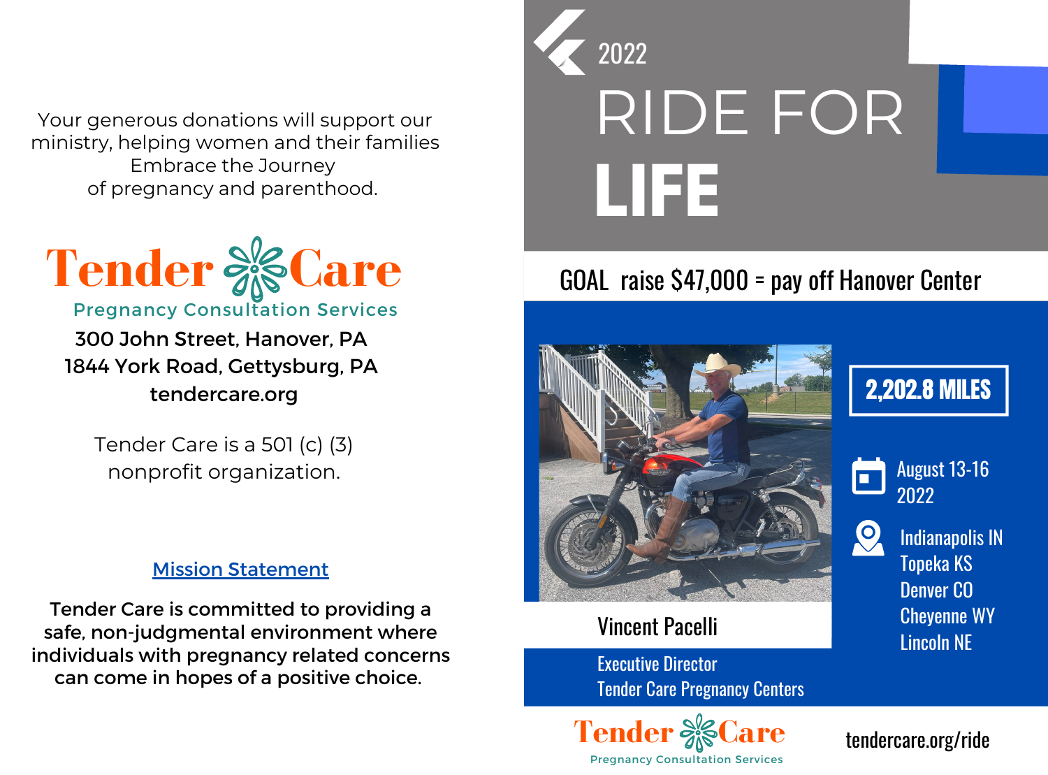Your generous donations will support our ministry, helping women and their families Embrace the Journey of pregnancy and parenthood.

**Tender Care**

Pregnancy Consultation Services

300 John Street, Hanover, PA
1844 York Road, Gettysburg, PA
tendercare.org

Tender Care is a 501 (c) (3) nonprofit organization.

## Mission Statement

**Tender Care is committed to providing a safe, non-judgmental environment where individuals with pregnancy related concerns can come in hopes of a positive choice.**

2022

# RIDE FOR LIFE

## GOAL raise $47,000 = pay off Hanover Center

**2,202.8 MILES**

August 13-16 2022

Indianapolis IN
Topeka KS
Denver CO
Cheyenne WY
Lincoln NE

Vincent Pacelli

Executive Director
Tender Care Pregnancy Centers

**Tender Care**

Pregnancy Consultation Services

tendercare.org/ride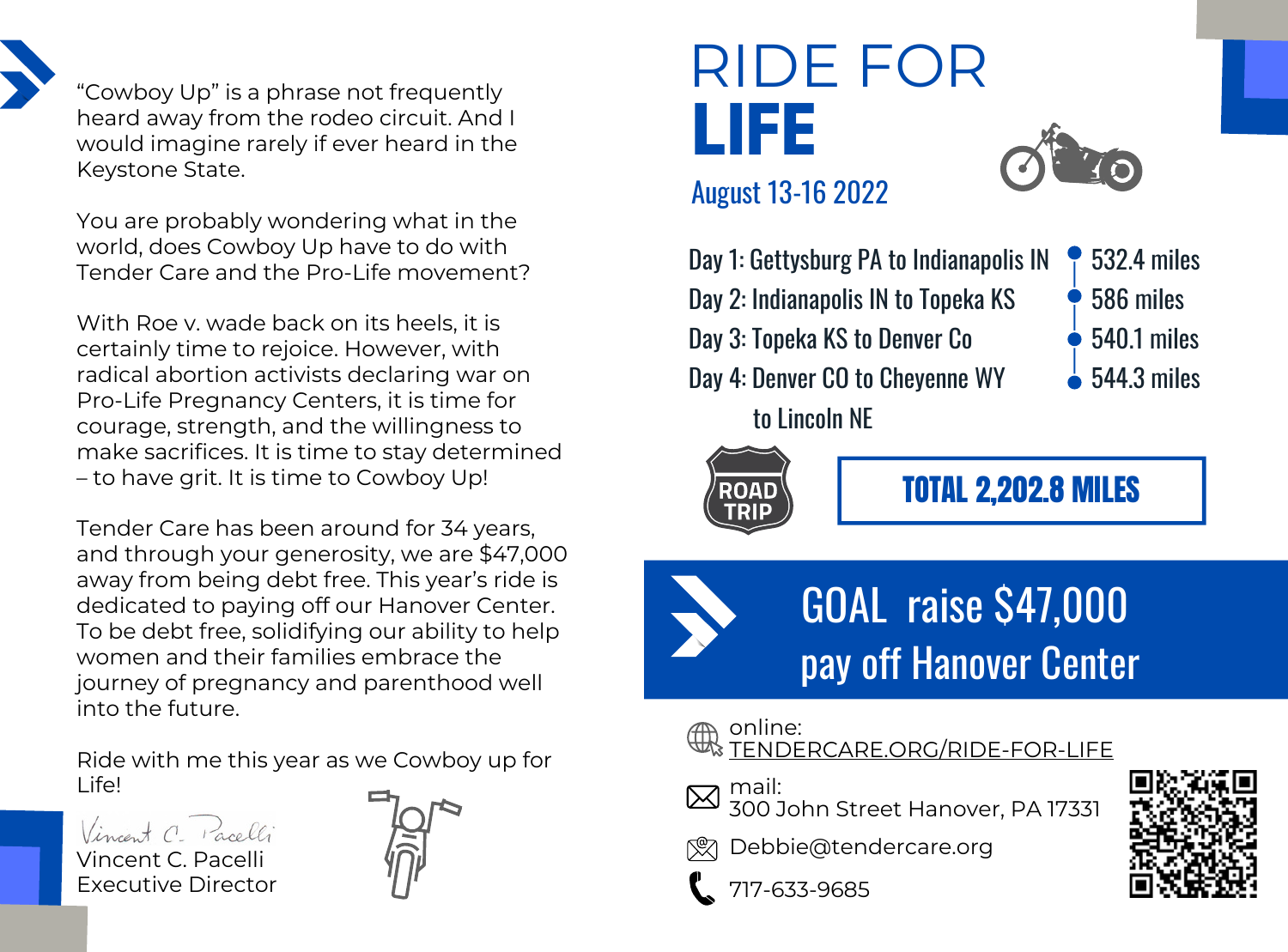"Cowboy Up" is a phrase not frequently heard away from the rodeo circuit. And I would imagine rarely if ever heard in the Keystone State.

You are probably wondering what in the world, does Cowboy Up have to do with Tender Care and the Pro-Life movement?

With Roe v. wade back on its heels, it is certainly time to rejoice. However, with radical abortion activists declaring war on Pro-Life Pregnancy Centers, it is time for courage, strength, and the willingness to make sacrifices. It is time to stay determined – to have grit. It is time to Cowboy Up!

Tender Care has been around for 34 years, and through your generosity, we are $47,000 away from being debt free. This year's ride is dedicated to paying off our Hanover Center. To be debt free, solidifying our ability to help women and their families embrace the journey of pregnancy and parenthood well into the future.

Ride with me this year as we Cowboy up for Life!

*Vincent C. Pacelli*

Vincent C. Pacelli
Executive Director

# RIDE FOR **LIFE**

## August 13-16 2022

| | |
|---|---|
| Day 1: Gettysburg PA to Indianapolis IN | 532.4 miles |
| Day 2: Indianapolis IN to Topeka KS | 586 miles |
| Day 3: Topeka KS to Denver Co | 540.1 miles |
| Day 4: Denver CO to Cheyenne WY to Lincoln NE | 544.3 miles |

ROAD TRIP

**TOTAL 2,202.8 MILES**

## GOAL raise $47,000 pay off Hanover Center

online: TENDERCARE.ORG/RIDE-FOR-LIFE

mail: 300 John Street Hanover, PA 17331

Debbie@tendercare.org

717-633-9685